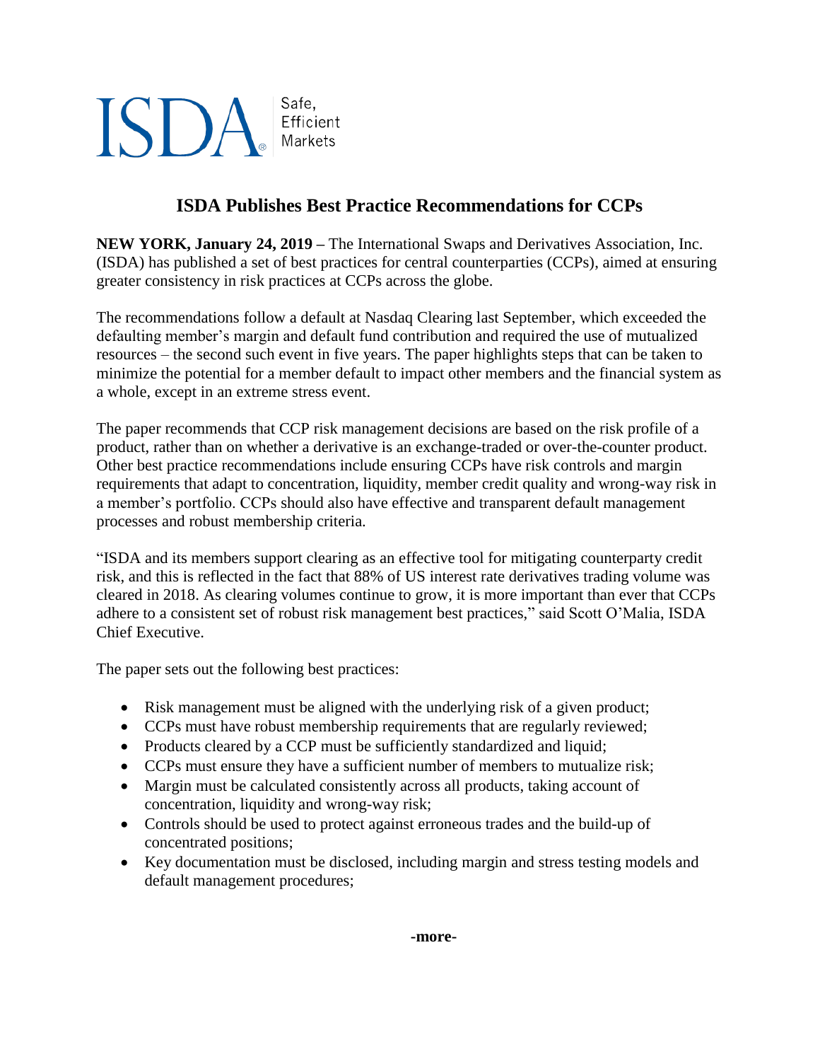ISDA® | Safe, Efficient Markets

## ISDA Publishes Best Practice Recommendations for CCPs

**NEW YORK, January 24, 2019 –** The International Swaps and Derivatives Association, Inc. (ISDA) has published a set of best practices for central counterparties (CCPs), aimed at ensuring greater consistency in risk practices at CCPs across the globe.

The recommendations follow a default at Nasdaq Clearing last September, which exceeded the defaulting member's margin and default fund contribution and required the use of mutualized resources – the second such event in five years. The paper highlights steps that can be taken to minimize the potential for a member default to impact other members and the financial system as a whole, except in an extreme stress event.

The paper recommends that CCP risk management decisions are based on the risk profile of a product, rather than on whether a derivative is an exchange-traded or over-the-counter product. Other best practice recommendations include ensuring CCPs have risk controls and margin requirements that adapt to concentration, liquidity, member credit quality and wrong-way risk in a member's portfolio. CCPs should also have effective and transparent default management processes and robust membership criteria.

"ISDA and its members support clearing as an effective tool for mitigating counterparty credit risk, and this is reflected in the fact that 88% of US interest rate derivatives trading volume was cleared in 2018. As clearing volumes continue to grow, it is more important than ever that CCPs adhere to a consistent set of robust risk management best practices," said Scott O'Malia, ISDA Chief Executive.

The paper sets out the following best practices:

- Risk management must be aligned with the underlying risk of a given product;
- CCPs must have robust membership requirements that are regularly reviewed;
- Products cleared by a CCP must be sufficiently standardized and liquid;
- CCPs must ensure they have a sufficient number of members to mutualize risk;
- Margin must be calculated consistently across all products, taking account of concentration, liquidity and wrong-way risk;
- Controls should be used to protect against erroneous trades and the build-up of concentrated positions;
- Key documentation must be disclosed, including margin and stress testing models and default management procedures;

**-more-**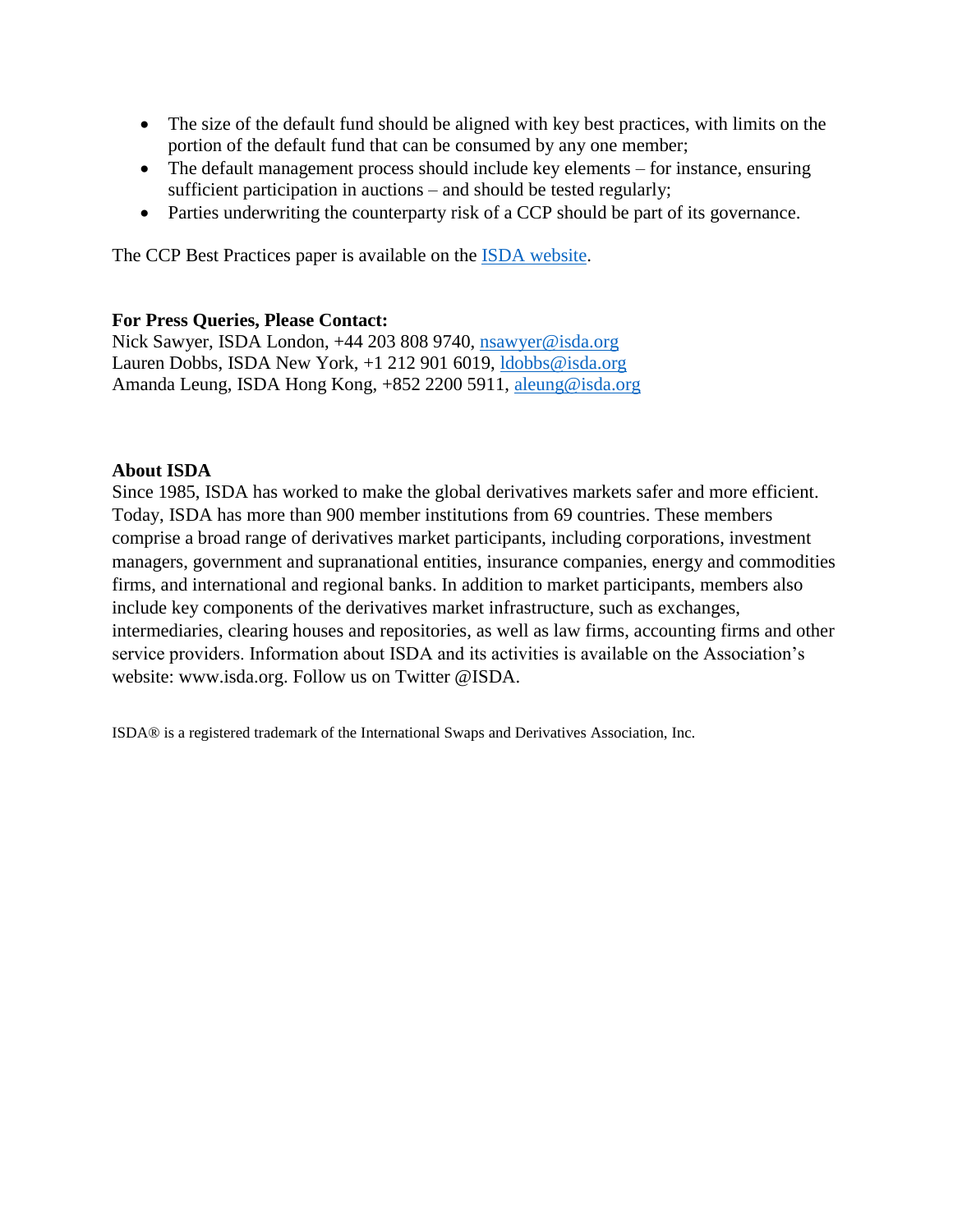- The size of the default fund should be aligned with key best practices, with limits on the portion of the default fund that can be consumed by any one member;
- The default management process should include key elements – for instance, ensuring sufficient participation in auctions – and should be tested regularly;
- Parties underwriting the counterparty risk of a CCP should be part of its governance.

The CCP Best Practices paper is available on the [ISDA website](https://www.isda.org).

**For Press Queries, Please Contact:**
Nick Sawyer, ISDA London, +44 203 808 9740, [nsawyer@isda.org](mailto:nsawyer@isda.org)
Lauren Dobbs, ISDA New York, +1 212 901 6019, [ldobbs@isda.org](mailto:ldobbs@isda.org)
Amanda Leung, ISDA Hong Kong, +852 2200 5911, [aleung@isda.org](mailto:aleung@isda.org)

**About ISDA**
Since 1985, ISDA has worked to make the global derivatives markets safer and more efficient. Today, ISDA has more than 900 member institutions from 69 countries. These members comprise a broad range of derivatives market participants, including corporations, investment managers, government and supranational entities, insurance companies, energy and commodities firms, and international and regional banks. In addition to market participants, members also include key components of the derivatives market infrastructure, such as exchanges, intermediaries, clearing houses and repositories, as well as law firms, accounting firms and other service providers. Information about ISDA and its activities is available on the Association's website: www.isda.org. Follow us on Twitter @ISDA.

ISDA® is a registered trademark of the International Swaps and Derivatives Association, Inc.